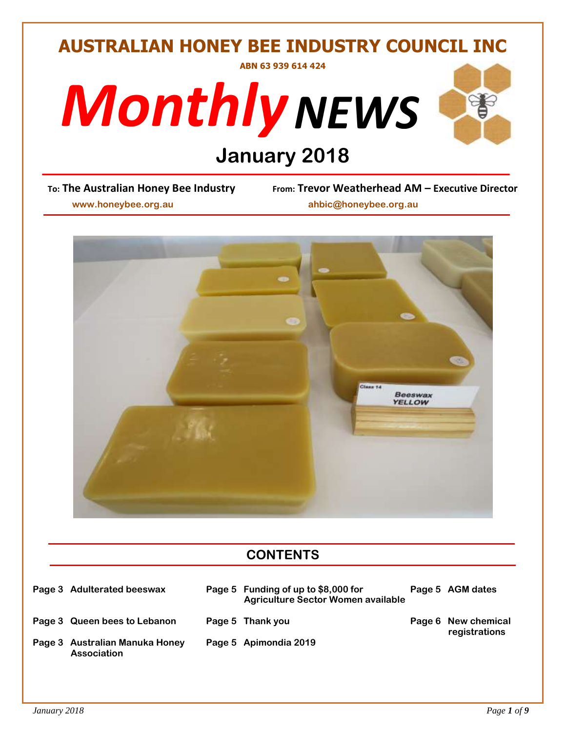# AUSTRALIAN HONEY BEE INDUSTRY COUNCIL INC

ABN 63 939 614 424

# *Monthly* NEWS

## January 2018

**To: The Australian Honey Bee Industry** — www.honeybee.org.au

**From: Trevor Weatherhead AM – Executive Director** — ahbic@honeybee.org.au

## CONTENTS

| | | | | | |
|---|---|---|---|---|---|
| Page 3 | Adulterated beeswax | Page 5 | Funding of up to $8,000 for Agriculture Sector Women available | Page 5 | AGM dates |
| Page 3 | Queen bees to Lebanon | Page 5 | Thank you | Page 6 | New chemical registrations |
| Page 3 | Australian Manuka Honey Association | Page 5 | Apimondia 2019 | | |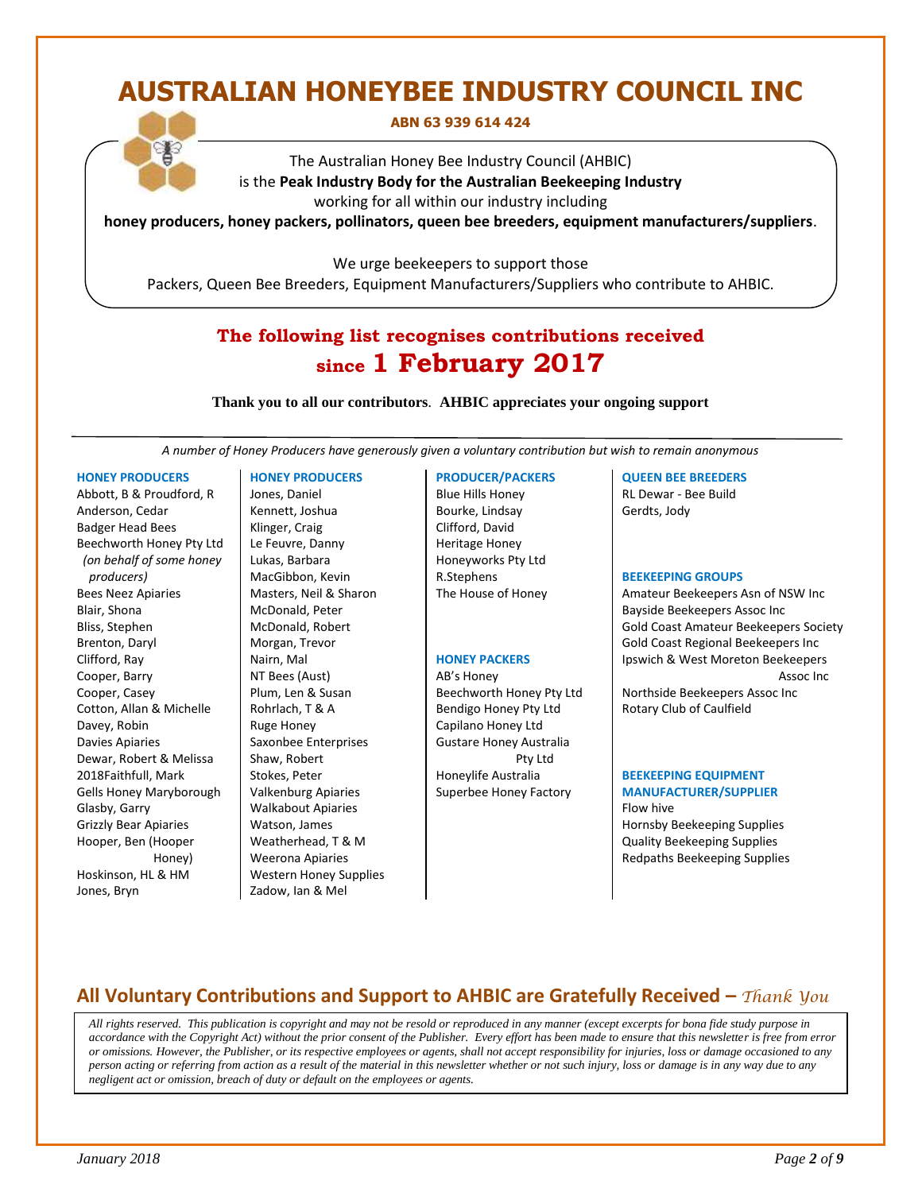# AUSTRALIAN HONEYBEE INDUSTRY COUNCIL INC

**ABN 63 939 614 424**

The Australian Honey Bee Industry Council (AHBIC)
is the **Peak Industry Body for the Australian Beekeeping Industry**
working for all within our industry including
**honey producers, honey packers, pollinators, queen bee breeders, equipment manufacturers/suppliers**.

We urge beekeepers to support those
Packers, Queen Bee Breeders, Equipment Manufacturers/Suppliers who contribute to AHBIC.

## The following list recognises contributions received since 1 February 2017

**Thank you to all our contributors**. **AHBIC appreciates your ongoing support**

*A number of Honey Producers have generously given a voluntary contribution but wish to remain anonymous*

### HONEY PRODUCERS

- Abbott, B & Proudford, R
- Anderson, Cedar
- Badger Head Bees
- Beechworth Honey Pty Ltd *(on behalf of some honey producers)*
- Bees Neez Apiaries
- Blair, Shona
- Bliss, Stephen
- Brenton, Daryl
- Clifford, Ray
- Cooper, Barry
- Cooper, Casey
- Cotton, Allan & Michelle
- Davey, Robin
- Davies Apiaries
- Dewar, Robert & Melissa
- 2018Faithfull, Mark
- Gells Honey Maryborough
- Glasby, Garry
- Grizzly Bear Apiaries
- Hooper, Ben (Hooper Honey)
- Hoskinson, HL & HM
- Jones, Bryn

### HONEY PRODUCERS

- Jones, Daniel
- Kennett, Joshua
- Klinger, Craig
- Le Feuvre, Danny
- Lukas, Barbara
- MacGibbon, Kevin
- Masters, Neil & Sharon
- McDonald, Peter
- McDonald, Robert
- Morgan, Trevor
- Nairn, Mal
- NT Bees (Aust)
- Plum, Len & Susan
- Rohrlach, T & A
- Ruge Honey
- Saxonbee Enterprises
- Shaw, Robert
- Stokes, Peter
- Valkenburg Apiaries
- Walkabout Apiaries
- Watson, James
- Weatherhead, T & M
- Weerona Apiaries
- Western Honey Supplies
- Zadow, Ian & Mel

### PRODUCER/PACKERS

- Blue Hills Honey
- Bourke, Lindsay
- Clifford, David
- Heritage Honey
- Honeyworks Pty Ltd
- R.Stephens
- The House of Honey

### HONEY PACKERS

- AB's Honey
- Beechworth Honey Pty Ltd
- Bendigo Honey Pty Ltd
- Capilano Honey Ltd
- Gustare Honey Australia Pty Ltd
- Honeylife Australia
- Superbee Honey Factory

### QUEEN BEE BREEDERS

- RL Dewar - Bee Build
- Gerdts, Jody

### BEEKEEPING GROUPS

- Amateur Beekeepers Asn of NSW Inc
- Bayside Beekeepers Assoc Inc
- Gold Coast Amateur Beekeepers Society
- Gold Coast Regional Beekeepers Inc
- Ipswich & West Moreton Beekeepers Assoc Inc
- Northside Beekeepers Assoc Inc
- Rotary Club of Caulfield

### BEEKEEPING EQUIPMENT MANUFACTURER/SUPPLIER

- Flow hive
- Hornsby Beekeeping Supplies
- Quality Beekeeping Supplies
- Redpaths Beekeeping Supplies

## All Voluntary Contributions and Support to AHBIC are Gratefully Received – *Thank You*

*All rights reserved. This publication is copyright and may not be resold or reproduced in any manner (except excerpts for bona fide study purpose in accordance with the Copyright Act) without the prior consent of the Publisher. Every effort has been made to ensure that this newsletter is free from error or omissions. However, the Publisher, or its respective employees or agents, shall not accept responsibility for injuries, loss or damage occasioned to any person acting or referring from action as a result of the material in this newsletter whether or not such injury, loss or damage is in any way due to any negligent act or omission, breach of duty or default on the employees or agents.*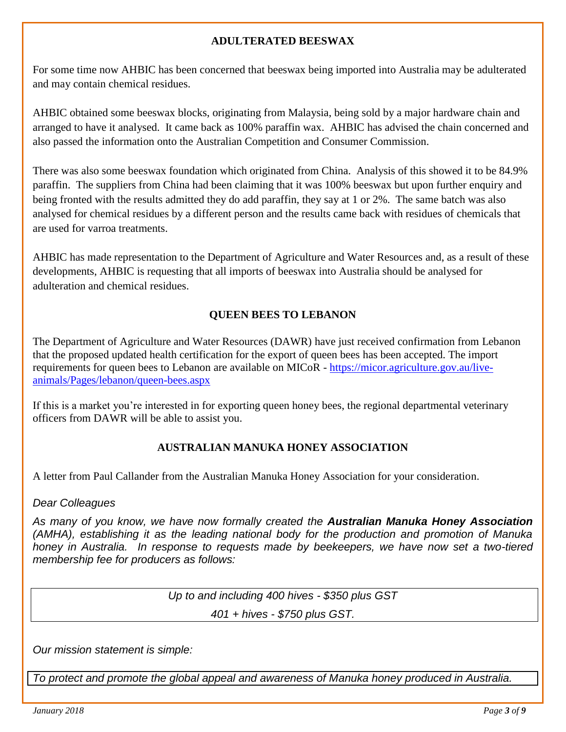## ADULTERATED BEESWAX

For some time now AHBIC has been concerned that beeswax being imported into Australia may be adulterated and may contain chemical residues.

AHBIC obtained some beeswax blocks, originating from Malaysia, being sold by a major hardware chain and arranged to have it analysed. It came back as 100% paraffin wax. AHBIC has advised the chain concerned and also passed the information onto the Australian Competition and Consumer Commission.

There was also some beeswax foundation which originated from China. Analysis of this showed it to be 84.9% paraffin. The suppliers from China had been claiming that it was 100% beeswax but upon further enquiry and being fronted with the results admitted they do add paraffin, they say at 1 or 2%. The same batch was also analysed for chemical residues by a different person and the results came back with residues of chemicals that are used for varroa treatments.

AHBIC has made representation to the Department of Agriculture and Water Resources and, as a result of these developments, AHBIC is requesting that all imports of beeswax into Australia should be analysed for adulteration and chemical residues.

## QUEEN BEES TO LEBANON

The Department of Agriculture and Water Resources (DAWR) have just received confirmation from Lebanon that the proposed updated health certification for the export of queen bees has been accepted. The import requirements for queen bees to Lebanon are available on MICoR - [https://micor.agriculture.gov.au/live-animals/Pages/lebanon/queen-bees.aspx](https://micor.agriculture.gov.au/live-animals/Pages/lebanon/queen-bees.aspx)

If this is a market you're interested in for exporting queen honey bees, the regional departmental veterinary officers from DAWR will be able to assist you.

## AUSTRALIAN MANUKA HONEY ASSOCIATION

A letter from Paul Callander from the Australian Manuka Honey Association for your consideration.

*Dear Colleagues*

*As many of you know, we have now formally created the **Australian Manuka Honey Association** (AMHA), establishing it as the leading national body for the production and promotion of Manuka honey in Australia. In response to requests made by beekeepers, we have now set a two-tiered membership fee for producers as follows:*

| *Up to and including 400 hives - $350 plus GST* |
|---|
| *401 + hives - $750 plus GST.* |

*Our mission statement is simple:*

*To protect and promote the global appeal and awareness of Manuka honey produced in Australia.*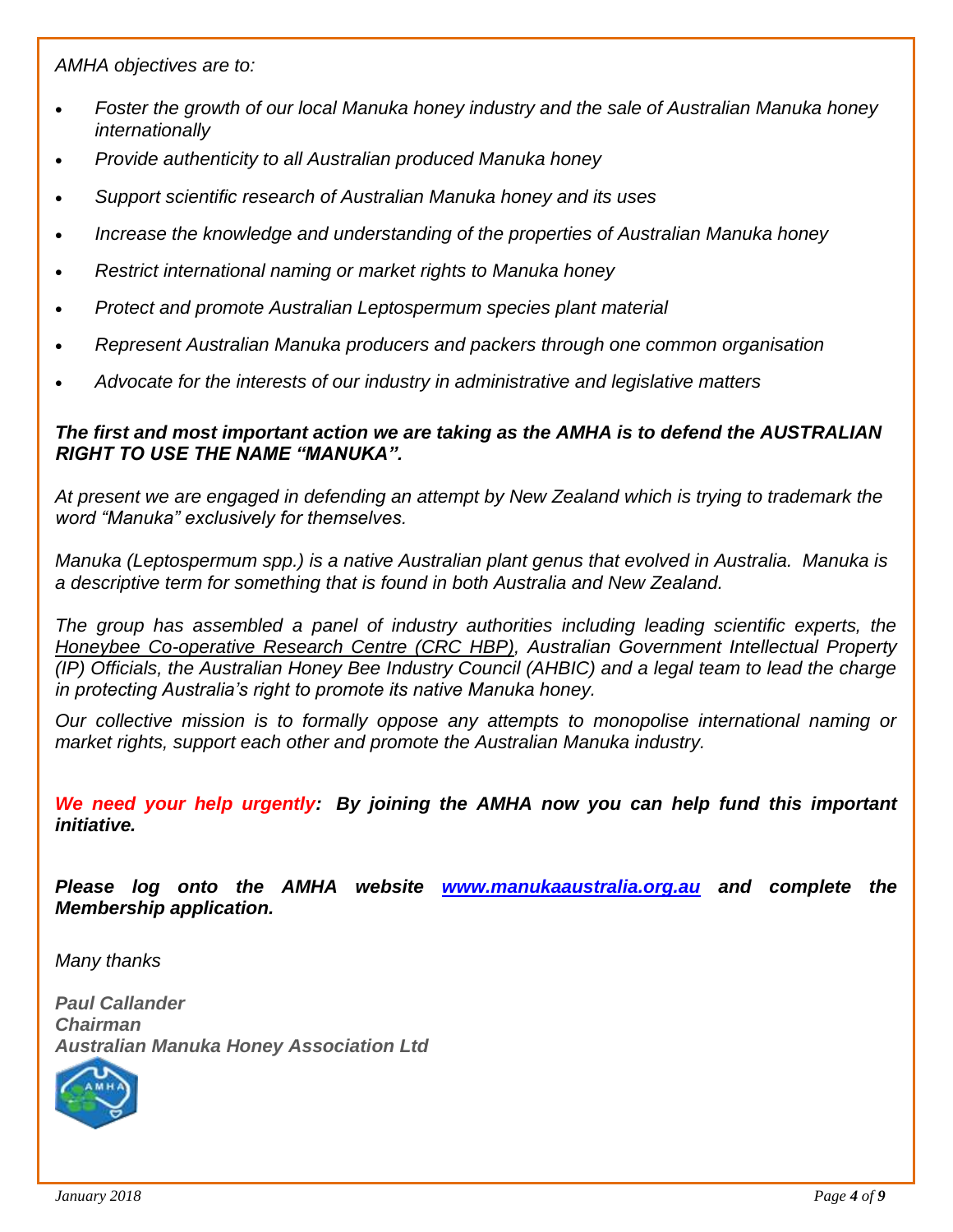*AMHA objectives are to:*

- *Foster the growth of our local Manuka honey industry and the sale of Australian Manuka honey internationally*
- *Provide authenticity to all Australian produced Manuka honey*
- *Support scientific research of Australian Manuka honey and its uses*
- *Increase the knowledge and understanding of the properties of Australian Manuka honey*
- *Restrict international naming or market rights to Manuka honey*
- *Protect and promote Australian Leptospermum species plant material*
- *Represent Australian Manuka producers and packers through one common organisation*
- *Advocate for the interests of our industry in administrative and legislative matters*

***The first and most important action we are taking as the AMHA is to defend the AUSTRALIAN RIGHT TO USE THE NAME "MANUKA".***

*At present we are engaged in defending an attempt by New Zealand which is trying to trademark the word "Manuka" exclusively for themselves.*

*Manuka (Leptospermum spp.) is a native Australian plant genus that evolved in Australia. Manuka is a descriptive term for something that is found in both Australia and New Zealand.*

*The group has assembled a panel of industry authorities including leading scientific experts, the Honeybee Co-operative Research Centre (CRC HBP), Australian Government Intellectual Property (IP) Officials, the Australian Honey Bee Industry Council (AHBIC) and a legal team to lead the charge in protecting Australia's right to promote its native Manuka honey.*

*Our collective mission is to formally oppose any attempts to monopolise international naming or market rights, support each other and promote the Australian Manuka industry.*

***We need your help urgently: By joining the AMHA now you can help fund this important initiative.***

***Please log onto the AMHA website [www.manukaaustralia.org.au](http://www.manukaaustralia.org.au) and complete the Membership application.***

*Many thanks*

***Paul Callander***
***Chairman***
***Australian Manuka Honey Association Ltd***

*January 2018*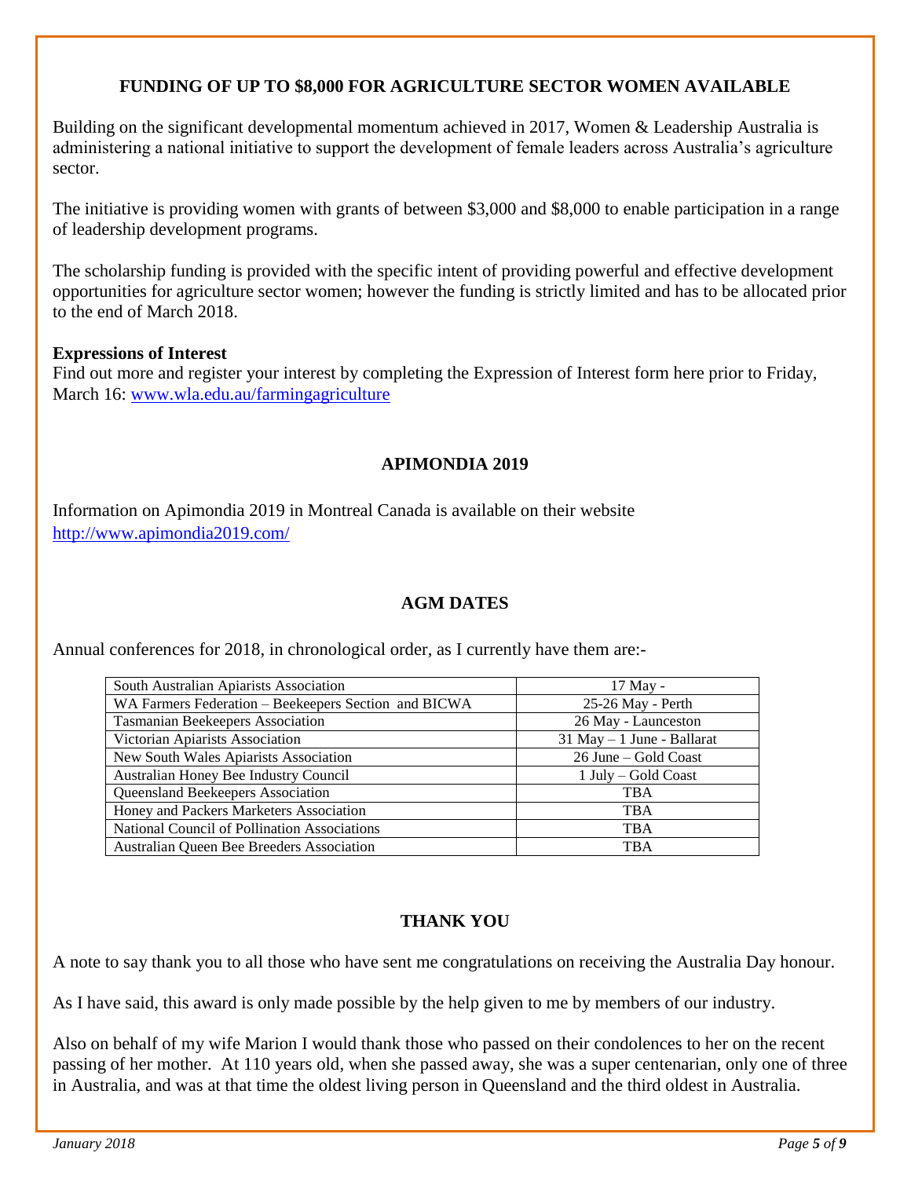## FUNDING OF UP TO $8,000 FOR AGRICULTURE SECTOR WOMEN AVAILABLE

Building on the significant developmental momentum achieved in 2017, Women & Leadership Australia is administering a national initiative to support the development of female leaders across Australia's agriculture sector.

The initiative is providing women with grants of between $3,000 and $8,000 to enable participation in a range of leadership development programs.

The scholarship funding is provided with the specific intent of providing powerful and effective development opportunities for agriculture sector women; however the funding is strictly limited and has to be allocated prior to the end of March 2018.

**Expressions of Interest**
Find out more and register your interest by completing the Expression of Interest form here prior to Friday, March 16: [www.wla.edu.au/farmingagriculture](http://www.wla.edu.au/farmingagriculture)

## APIMONDIA 2019

Information on Apimondia 2019 in Montreal Canada is available on their website [http://www.apimondia2019.com/](http://www.apimondia2019.com/)

## AGM DATES

Annual conferences for 2018, in chronological order, as I currently have them are:-

| Association | Date |
|---|---|
| South Australian Apiarists Association | 17 May - |
| WA Farmers Federation – Beekeepers Section and BICWA | 25-26 May - Perth |
| Tasmanian Beekeepers Association | 26 May - Launceston |
| Victorian Apiarists Association | 31 May – 1 June - Ballarat |
| New South Wales Apiarists Association | 26 June – Gold Coast |
| Australian Honey Bee Industry Council | 1 July – Gold Coast |
| Queensland Beekeepers Association | TBA |
| Honey and Packers Marketers Association | TBA |
| National Council of Pollination Associations | TBA |
| Australian Queen Bee Breeders Association | TBA |

## THANK YOU

A note to say thank you to all those who have sent me congratulations on receiving the Australia Day honour.

As I have said, this award is only made possible by the help given to me by members of our industry.

Also on behalf of my wife Marion I would thank those who passed on their condolences to her on the recent passing of her mother. At 110 years old, when she passed away, she was a super centenarian, only one of three in Australia, and was at that time the oldest living person in Queensland and the third oldest in Australia.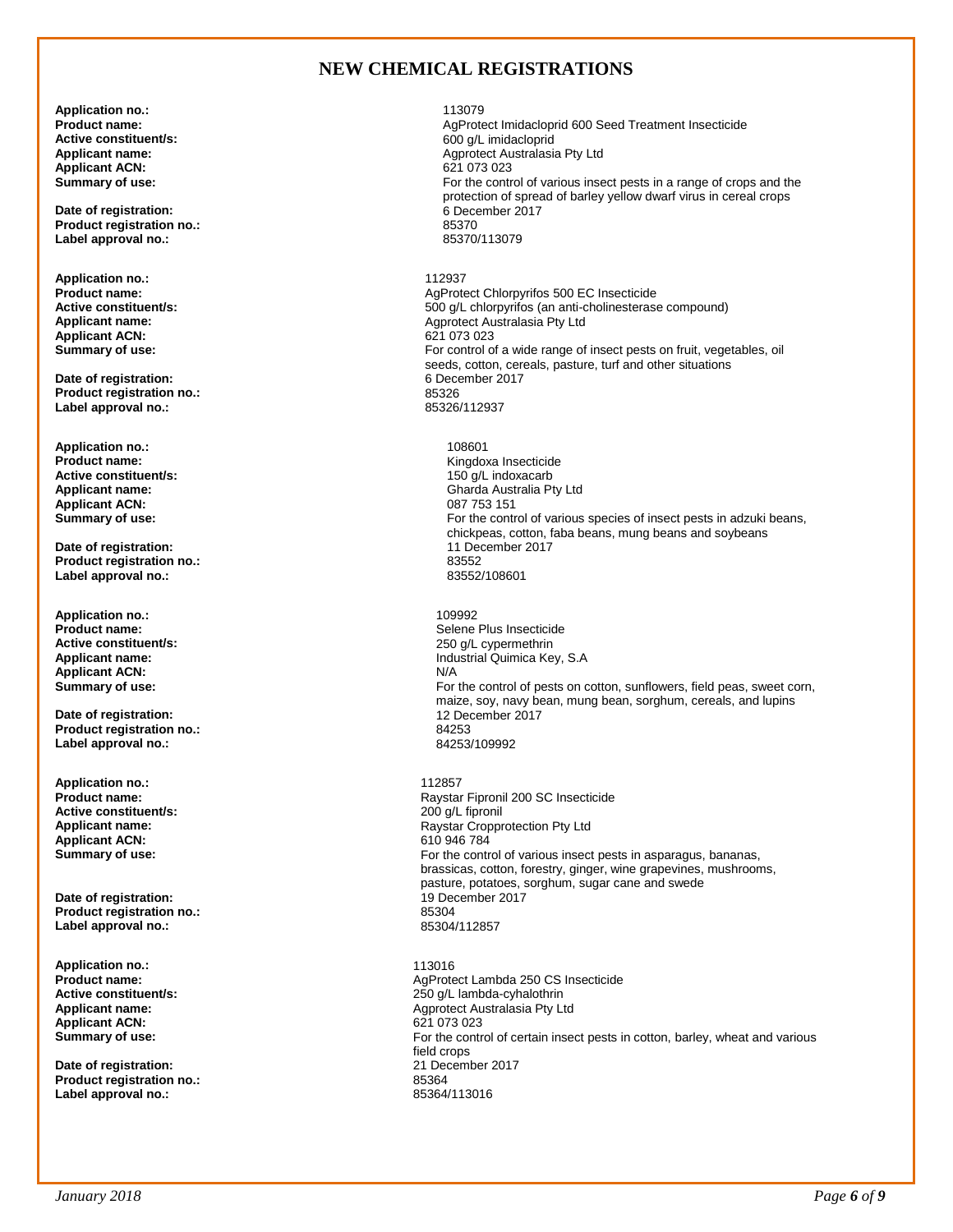## NEW CHEMICAL REGISTRATIONS

**Application no.:** 113079
**Product name:** AgProtect Imidacloprid 600 Seed Treatment Insecticide
**Active constituent/s:** 600 g/L imidacloprid
**Applicant name:** Agprotect Australasia Pty Ltd
**Applicant ACN:** 621 073 023
**Summary of use:** For the control of various insect pests in a range of crops and the protection of spread of barley yellow dwarf virus in cereal crops
**Date of registration:** 6 December 2017
**Product registration no.:** 85370
**Label approval no.:** 85370/113079

**Application no.:** 112937
**Product name:** AgProtect Chlorpyrifos 500 EC Insecticide
**Active constituent/s:** 500 g/L chlorpyrifos (an anti-cholinesterase compound)
**Applicant name:** Agprotect Australasia Pty Ltd
**Applicant ACN:** 621 073 023
**Summary of use:** For control of a wide range of insect pests on fruit, vegetables, oil seeds, cotton, cereals, pasture, turf and other situations
**Date of registration:** 6 December 2017
**Product registration no.:** 85326
**Label approval no.:** 85326/112937

**Application no.:** 108601
**Product name:** Kingdoxa Insecticide
**Active constituent/s:** 150 g/L indoxacarb
**Applicant name:** Gharda Australia Pty Ltd
**Applicant ACN:** 087 753 151
**Summary of use:** For the control of various species of insect pests in adzuki beans, chickpeas, cotton, faba beans, mung beans and soybeans
**Date of registration:** 11 December 2017
**Product registration no.:** 83552
**Label approval no.:** 83552/108601

**Application no.:** 109992
**Product name:** Selene Plus Insecticide
**Active constituent/s:** 250 g/L cypermethrin
**Applicant name:** Industrial Quimica Key, S.A
**Applicant ACN:** N/A
**Summary of use:** For the control of pests on cotton, sunflowers, field peas, sweet corn, maize, soy, navy bean, mung bean, sorghum, cereals, and lupins
**Date of registration:** 12 December 2017
**Product registration no.:** 84253
**Label approval no.:** 84253/109992

**Application no.:** 112857
**Product name:** Raystar Fipronil 200 SC Insecticide
**Active constituent/s:** 200 g/L fipronil
**Applicant name:** Raystar Cropprotection Pty Ltd
**Applicant ACN:** 610 946 784
**Summary of use:** For the control of various insect pests in asparagus, bananas, brassicas, cotton, forestry, ginger, wine grapevines, mushrooms, pasture, potatoes, sorghum, sugar cane and swede
**Date of registration:** 19 December 2017
**Product registration no.:** 85304
**Label approval no.:** 85304/112857

**Application no.:** 113016
**Product name:** AgProtect Lambda 250 CS Insecticide
**Active constituent/s:** 250 g/L lambda-cyhalothrin
**Applicant name:** Agprotect Australasia Pty Ltd
**Applicant ACN:** 621 073 023
**Summary of use:** For the control of certain insect pests in cotton, barley, wheat and various field crops
**Date of registration:** 21 December 2017
**Product registration no.:** 85364
**Label approval no.:** 85364/113016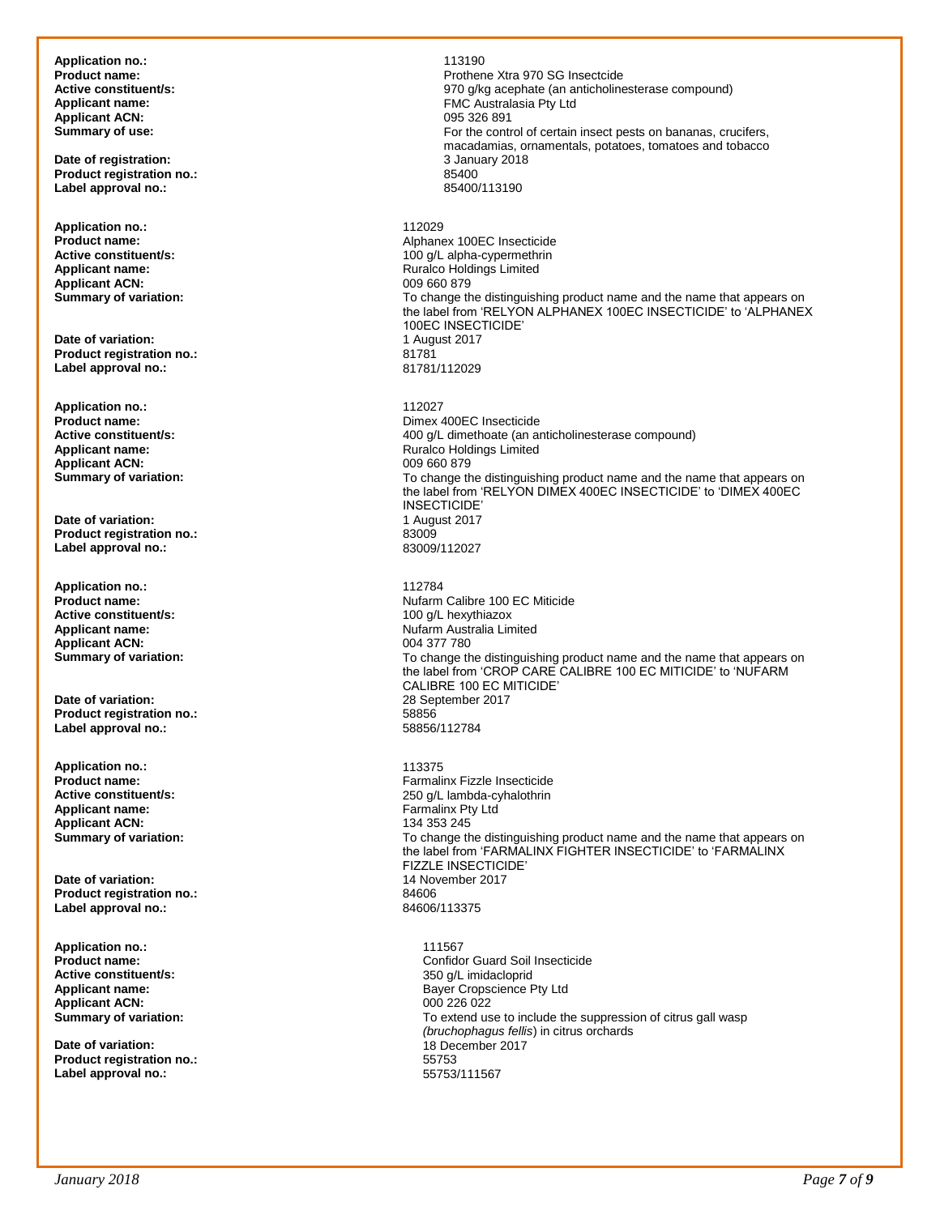**Application no.:** 113190
**Product name:** Prothene Xtra 970 SG Insectcide
**Active constituent/s:** 970 g/kg acephate (an anticholinesterase compound)
**Applicant name:** FMC Australasia Pty Ltd
**Applicant ACN:** 095 326 891
**Summary of use:** For the control of certain insect pests on bananas, crucifers, macadamias, ornamentals, potatoes, tomatoes and tobacco
**Date of registration:** 3 January 2018
**Product registration no.:** 85400
**Label approval no.:** 85400/113190

**Application no.:** 112029
**Product name:** Alphanex 100EC Insecticide
**Active constituent/s:** 100 g/L alpha-cypermethrin
**Applicant name:** Ruralco Holdings Limited
**Applicant ACN:** 009 660 879
**Summary of variation:** To change the distinguishing product name and the name that appears on the label from 'RELYON ALPHANEX 100EC INSECTICIDE' to 'ALPHANEX 100EC INSECTICIDE'
**Date of variation:** 1 August 2017
**Product registration no.:** 81781
**Label approval no.:** 81781/112029

**Application no.:** 112027
**Product name:** Dimex 400EC Insecticide
**Active constituent/s:** 400 g/L dimethoate (an anticholinesterase compound)
**Applicant name:** Ruralco Holdings Limited
**Applicant ACN:** 009 660 879
**Summary of variation:** To change the distinguishing product name and the name that appears on the label from 'RELYON DIMEX 400EC INSECTICIDE' to 'DIMEX 400EC INSECTICIDE'
**Date of variation:** 1 August 2017
**Product registration no.:** 83009
**Label approval no.:** 83009/112027

**Application no.:** 112784
**Product name:** Nufarm Calibre 100 EC Miticide
**Active constituent/s:** 100 g/L hexythiazox
**Applicant name:** Nufarm Australia Limited
**Applicant ACN:** 004 377 780
**Summary of variation:** To change the distinguishing product name and the name that appears on the label from 'CROP CARE CALIBRE 100 EC MITICIDE' to 'NUFARM CALIBRE 100 EC MITICIDE'
**Date of variation:** 28 September 2017
**Product registration no.:** 58856
**Label approval no.:** 58856/112784

**Application no.:** 113375
**Product name:** Farmalinx Fizzle Insecticide
**Active constituent/s:** 250 g/L lambda-cyhalothrin
**Applicant name:** Farmalinx Pty Ltd
**Applicant ACN:** 134 353 245
**Summary of variation:** To change the distinguishing product name and the name that appears on the label from 'FARMALINX FIGHTER INSECTICIDE' to 'FARMALINX FIZZLE INSECTICIDE'
**Date of variation:** 14 November 2017
**Product registration no.:** 84606
**Label approval no.:** 84606/113375

**Application no.:** 111567
**Product name:** Confidor Guard Soil Insecticide
**Active constituent/s:** 350 g/L imidacloprid
**Applicant name:** Bayer Cropscience Pty Ltd
**Applicant ACN:** 000 226 022
**Summary of variation:** To extend use to include the suppression of citrus gall wasp *(bruchophagus fellis*) in citrus orchards
**Date of variation:** 18 December 2017
**Product registration no.:** 55753
**Label approval no.:** 55753/111567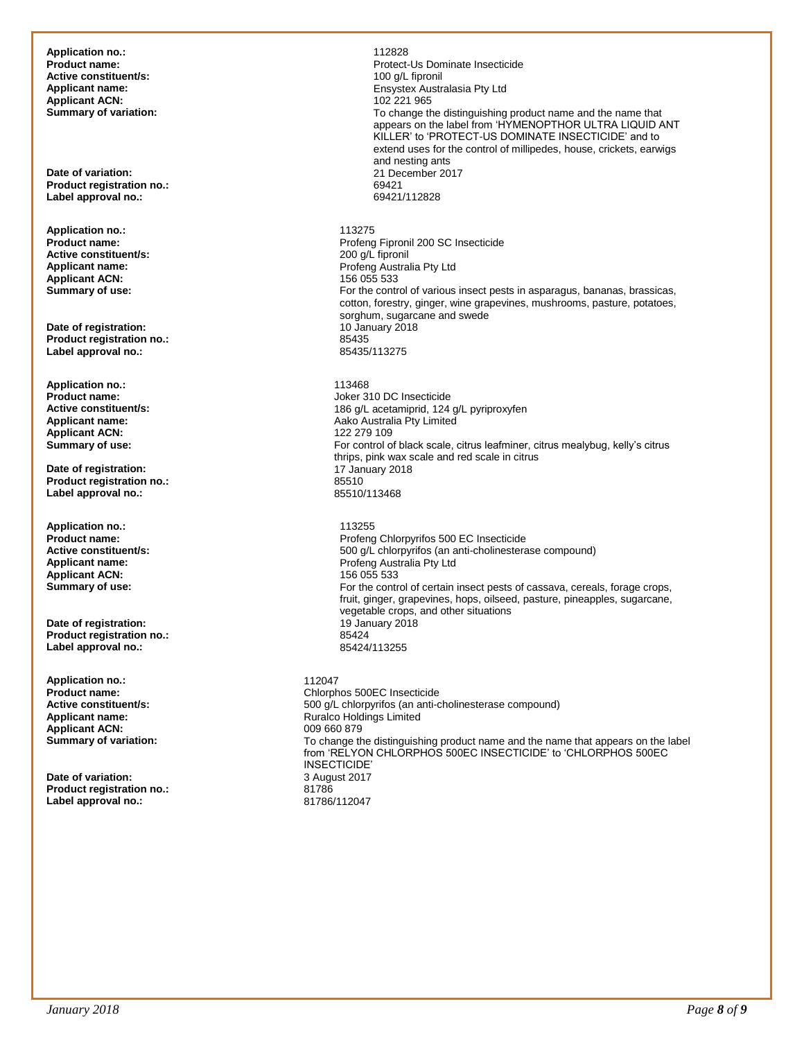**Application no.:** 112828
**Product name:** Protect-Us Dominate Insecticide
**Active constituent/s:** 100 g/L fipronil
**Applicant name:** Ensystex Australasia Pty Ltd
**Applicant ACN:** 102 221 965
**Summary of variation:** To change the distinguishing product name and the name that appears on the label from 'HYMENOPTHOR ULTRA LIQUID ANT KILLER' to 'PROTECT-US DOMINATE INSECTICIDE' and to extend uses for the control of millipedes, house, crickets, earwigs and nesting ants
**Date of variation:** 21 December 2017
**Product registration no.:** 69421
**Label approval no.:** 69421/112828

**Application no.:** 113275
**Product name:** Profeng Fipronil 200 SC Insecticide
**Active constituent/s:** 200 g/L fipronil
**Applicant name:** Profeng Australia Pty Ltd
**Applicant ACN:** 156 055 533
**Summary of use:** For the control of various insect pests in asparagus, bananas, brassicas, cotton, forestry, ginger, wine grapevines, mushrooms, pasture, potatoes, sorghum, sugarcane and swede
**Date of registration:** 10 January 2018
**Product registration no.:** 85435
**Label approval no.:** 85435/113275

**Application no.:** 113468
**Product name:** Joker 310 DC Insecticide
**Active constituent/s:** 186 g/L acetamiprid, 124 g/L pyriproxyfen
**Applicant name:** Aako Australia Pty Limited
**Applicant ACN:** 122 279 109
**Summary of use:** For control of black scale, citrus leafminer, citrus mealybug, kelly's citrus thrips, pink wax scale and red scale in citrus
**Date of registration:** 17 January 2018
**Product registration no.:** 85510
**Label approval no.:** 85510/113468

**Application no.:** 113255
**Product name:** Profeng Chlorpyrifos 500 EC Insecticide
**Active constituent/s:** 500 g/L chlorpyrifos (an anti-cholinesterase compound)
**Applicant name:** Profeng Australia Pty Ltd
**Applicant ACN:** 156 055 533
**Summary of use:** For the control of certain insect pests of cassava, cereals, forage crops, fruit, ginger, grapevines, hops, oilseed, pasture, pineapples, sugarcane, vegetable crops, and other situations
**Date of registration:** 19 January 2018
**Product registration no.:** 85424
**Label approval no.:** 85424/113255

**Application no.:** 112047
**Product name:** Chlorphos 500EC Insecticide
**Active constituent/s:** 500 g/L chlorpyrifos (an anti-cholinesterase compound)
**Applicant name:** Ruralco Holdings Limited
**Applicant ACN:** 009 660 879
**Summary of variation:** To change the distinguishing product name and the name that appears on the label from 'RELYON CHLORPHOS 500EC INSECTICIDE' to 'CHLORPHOS 500EC INSECTICIDE'
**Date of variation:** 3 August 2017
**Product registration no.:** 81786
**Label approval no.:** 81786/112047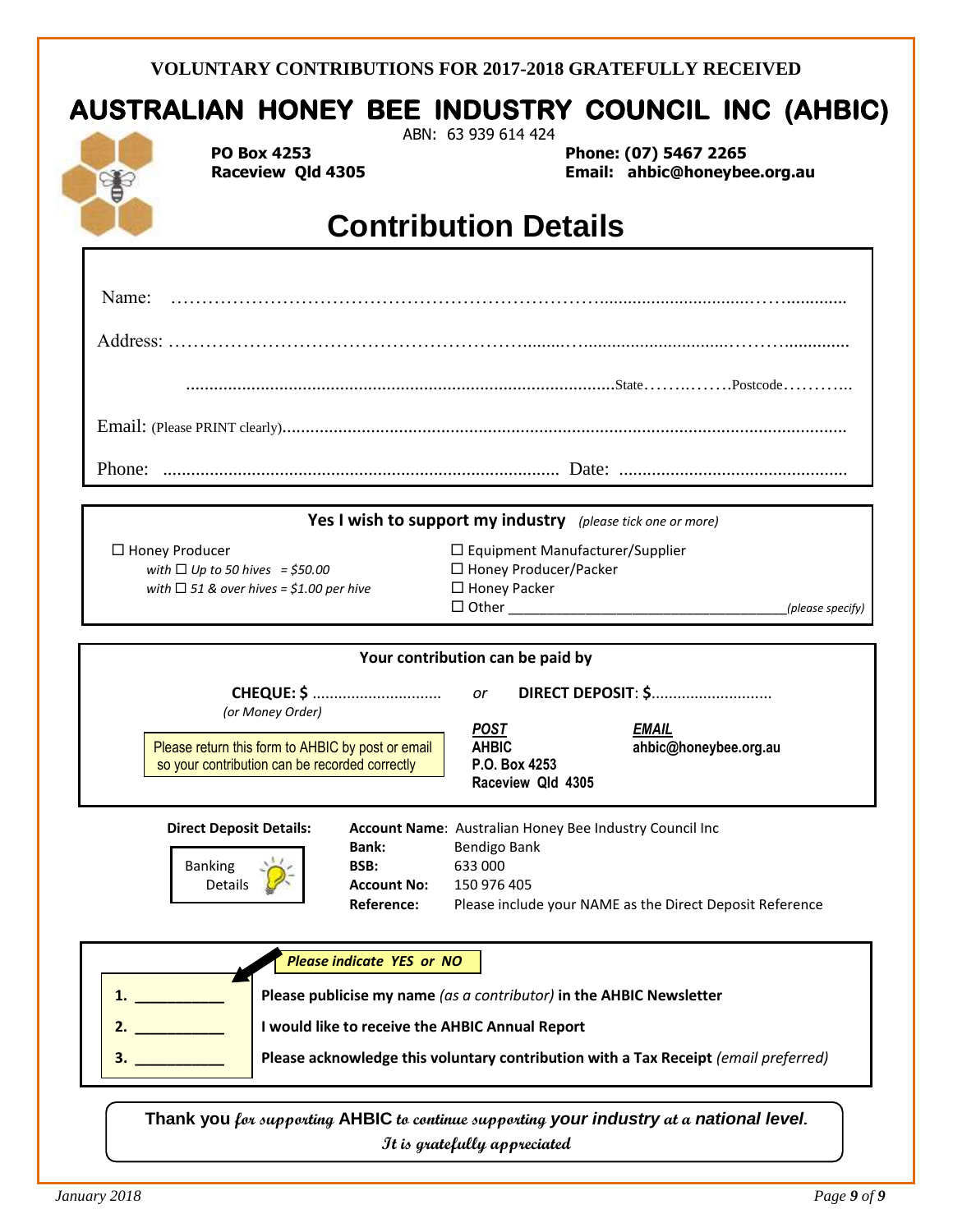**VOLUNTARY CONTRIBUTIONS FOR 2017-2018 GRATEFULLY RECEIVED**

# AUSTRALIAN HONEY BEE INDUSTRY COUNCIL INC (AHBIC)

ABN: 63 939 614 424

**PO Box 4253**
**Raceview Qld 4305**

**Phone: (07) 5467 2265**
**Email: ahbic@honeybee.org.au**

## Contribution Details

Name: ……………………………………………………………………………………

Address: ……………………………………………………………………………………

……………………………………………………………State……………Postcode…………

Email: (Please PRINT clearly)……………………………………………………………………

Phone: ………………………………………………… Date: ………………………………

**Yes I wish to support my industry** *(please tick one or more)*

☐ Honey Producer
*with ☐ Up to 50 hives = $50.00*
*with ☐ 51 & over hives = $1.00 per hive*

☐ Equipment Manufacturer/Supplier
☐ Honey Producer/Packer
☐ Honey Packer
☐ Other ____________________________________ *(please specify)*

**Your contribution can be paid by**

**CHEQUE: $** ……………………… *or* **DIRECT DEPOSIT: $**………………………
*(or Money Order)*

Please return this form to AHBIC by post or email so your contribution can be recorded correctly

***POST***
**AHBIC**
**P.O. Box 4253**
**Raceview Qld 4305**

***EMAIL***
**ahbic@honeybee.org.au**

**Direct Deposit Details:**

Banking Details

| | |
|---|---|
| **Account Name**: | Australian Honey Bee Industry Council Inc |
| **Bank:** | Bendigo Bank |
| **BSB:** | 633 000 |
| **Account No:** | 150 976 405 |
| **Reference:** | Please include your NAME as the Direct Deposit Reference |

***Please indicate YES or NO***

1. ________ **Please publicise my name** *(as a contributor)* **in the AHBIC Newsletter**
2. ________ **I would like to receive the AHBIC Annual Report**
3. ________ **Please acknowledge this voluntary contribution with a Tax Receipt** *(email preferred)*

**Thank you** *for supporting* **AHBIC** *to continue supporting* ***your industry*** *at a* ***national level.***
*It is gratefully appreciated*

*January 2018*